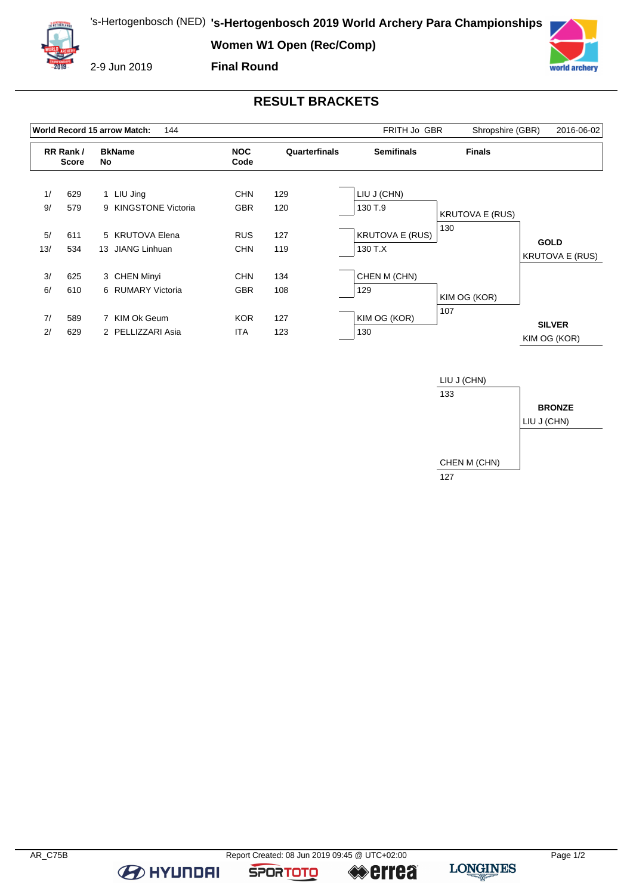# 's-Hertogenbosch 2019 World Archery Para Championships

's-Hertogenbosch (NED)

2-9 Jun 2019

## Women W1 Open (Rec/Comp)

## Final Round

## RESULT BRACKETS

| World Record 15 arrow Match: | 144 | FRITH Jo GBR | Shropshire (GBR) | 2016-06-02 |
|---|---|---|---|---|

| RR Rank / Score | | BkName No | | NOC Code | Quarterfinals | Semifinals | Finals |
|---|---|---|---|---|---|---|---|
| 1/ | 629 | 1 | LIU Jing | CHN | 129 | LIU J (CHN) 130 T.9 | KRUTOVA E (RUS) 130 |
| 9/ | 579 | 9 | KINGSTONE Victoria | GBR | 120 | | |
| 5/ | 611 | 5 | KRUTOVA Elena | RUS | 127 | KRUTOVA E (RUS) 130 T.X | |
| 13/ | 534 | 13 | JIANG Linhuan | CHN | 119 | | |
| 3/ | 625 | 3 | CHEN Minyi | CHN | 134 | CHEN M (CHN) 129 | KIM OG (KOR) 107 |
| 6/ | 610 | 6 | RUMARY Victoria | GBR | 108 | | |
| 7/ | 589 | 7 | KIM Ok Geum | KOR | 127 | KIM OG (KOR) 130 | |
| 2/ | 629 | 2 | PELLIZZARI Asia | ITA | 123 | | |

**GOLD**
KRUTOVA E (RUS)

**SILVER**
KIM OG (KOR)

### Bronze Match

| Athlete | Score |
|---|---|
| LIU J (CHN) | 133 |
| CHEN M (CHN) | 127 |

**BRONZE**
LIU J (CHN)

AR_C75B

Report Created: 08 Jun 2019 09:45 @ UTC+02:00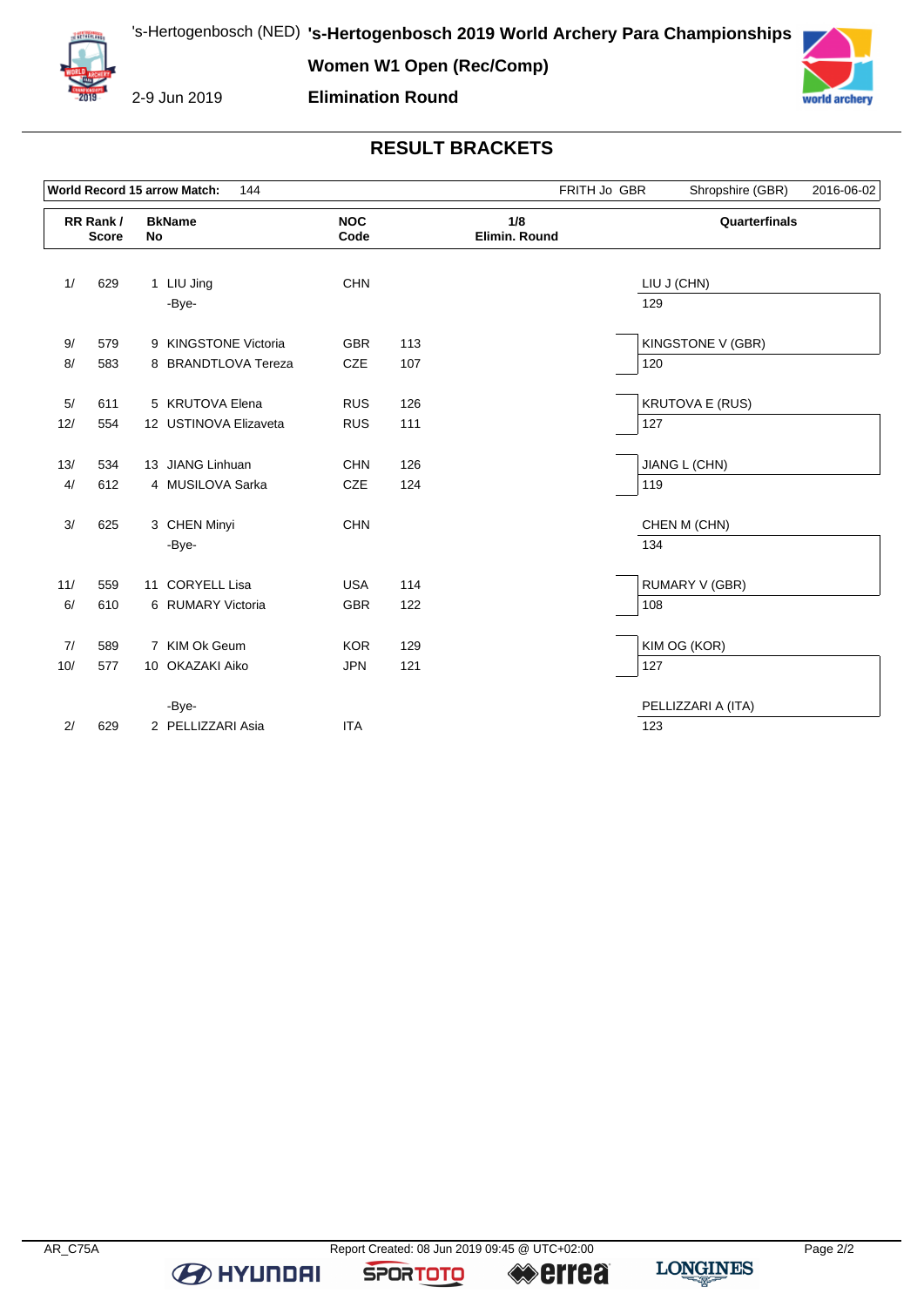# 's-Hertogenbosch 2019 World Archery Para Championships

's-Hertogenbosch (NED)

2-9 Jun 2019

**Women W1 Open (Rec/Comp)**

**Elimination Round**

## RESULT BRACKETS

| World Record 15 arrow Match: | 144 | FRITH Jo GBR | Shropshire (GBR) | 2016-06-02 |
|---|---|---|---|---|

| RR Rank / Score | | BkNo | Name | NOC Code | 1/8 Elimin. Round | Quarterfinals |
|---|---|---|---|---|---|---|
| 1/ | 629 | 1 | LIU Jing | CHN | | LIU J (CHN) |
| | | | -Bye- | | | 129 |
| 9/ | 579 | 9 | KINGSTONE Victoria | GBR | 113 | KINGSTONE V (GBR) |
| 8/ | 583 | 8 | BRANDTLOVA Tereza | CZE | 107 | 120 |
| 5/ | 611 | 5 | KRUTOVA Elena | RUS | 126 | KRUTOVA E (RUS) |
| 12/ | 554 | 12 | USTINOVA Elizaveta | RUS | 111 | 127 |
| 13/ | 534 | 13 | JIANG Linhuan | CHN | 126 | JIANG L (CHN) |
| 4/ | 612 | 4 | MUSILOVA Sarka | CZE | 124 | 119 |
| 3/ | 625 | 3 | CHEN Minyi | CHN | | CHEN M (CHN) |
| | | | -Bye- | | | 134 |
| 11/ | 559 | 11 | CORYELL Lisa | USA | 114 | RUMARY V (GBR) |
| 6/ | 610 | 6 | RUMARY Victoria | GBR | 122 | 108 |
| 7/ | 589 | 7 | KIM Ok Geum | KOR | 129 | KIM OG (KOR) |
| 10/ | 577 | 10 | OKAZAKI Aiko | JPN | 121 | 127 |
| | | | -Bye- | | | PELLIZZARI A (ITA) |
| 2/ | 629 | 2 | PELLIZZARI Asia | ITA | | 123 |

AR_C75A

Report Created: 08 Jun 2019 09:45 @ UTC+02:00